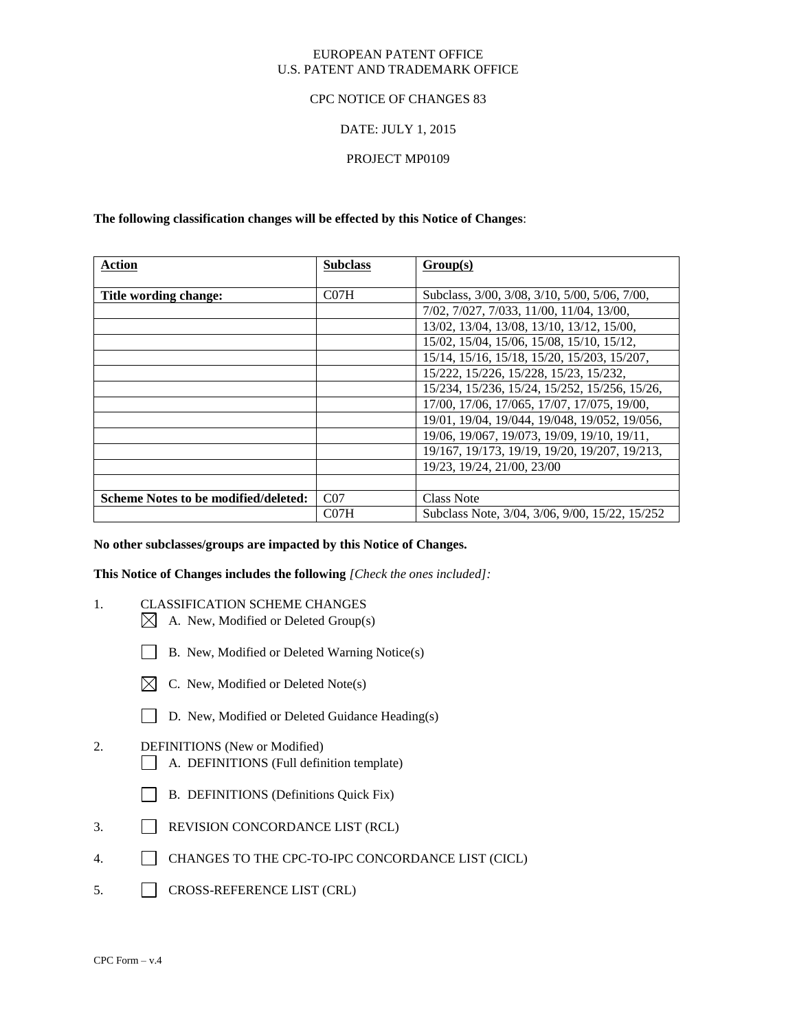EUROPEAN PATENT OFFICE
U.S. PATENT AND TRADEMARK OFFICE

CPC NOTICE OF CHANGES 83

DATE: JULY 1, 2015

PROJECT MP0109

**The following classification changes will be effected by this Notice of Changes**:

| **Action** | **Subclass** | **Group(s)** |
|---|---|---|
| **Title wording change:** | C07H | Subclass, 3/00, 3/08, 3/10, 5/00, 5/06, 7/00, |
| | | 7/02, 7/027, 7/033, 11/00, 11/04, 13/00, |
| | | 13/02, 13/04, 13/08, 13/10, 13/12, 15/00, |
| | | 15/02, 15/04, 15/06, 15/08, 15/10, 15/12, |
| | | 15/14, 15/16, 15/18, 15/20, 15/203, 15/207, |
| | | 15/222, 15/226, 15/228, 15/23, 15/232, |
| | | 15/234, 15/236, 15/24, 15/252, 15/256, 15/26, |
| | | 17/00, 17/06, 17/065, 17/07, 17/075, 19/00, |
| | | 19/01, 19/04, 19/044, 19/048, 19/052, 19/056, |
| | | 19/06, 19/067, 19/073, 19/09, 19/10, 19/11, |
| | | 19/167, 19/173, 19/19, 19/20, 19/207, 19/213, |
| | | 19/23, 19/24, 21/00, 23/00 |
| | | |
| **Scheme Notes to be modified/deleted:** | C07 | Class Note |
| | C07H | Subclass Note, 3/04, 3/06, 9/00, 15/22, 15/252 |

**No other subclasses/groups are impacted by this Notice of Changes.**

**This Notice of Changes includes the following** *[Check the ones included]:*

1. CLASSIFICATION SCHEME CHANGES
   - ☒ A. New, Modified or Deleted Group(s)
   - ☐ B. New, Modified or Deleted Warning Notice(s)
   - ☒ C. New, Modified or Deleted Note(s)
   - ☐ D. New, Modified or Deleted Guidance Heading(s)
2. DEFINITIONS (New or Modified)
   - ☐ A. DEFINITIONS (Full definition template)
   - ☐ B. DEFINITIONS (Definitions Quick Fix)
3. ☐ REVISION CONCORDANCE LIST (RCL)
4. ☐ CHANGES TO THE CPC-TO-IPC CONCORDANCE LIST (CICL)
5. ☐ CROSS-REFERENCE LIST (CRL)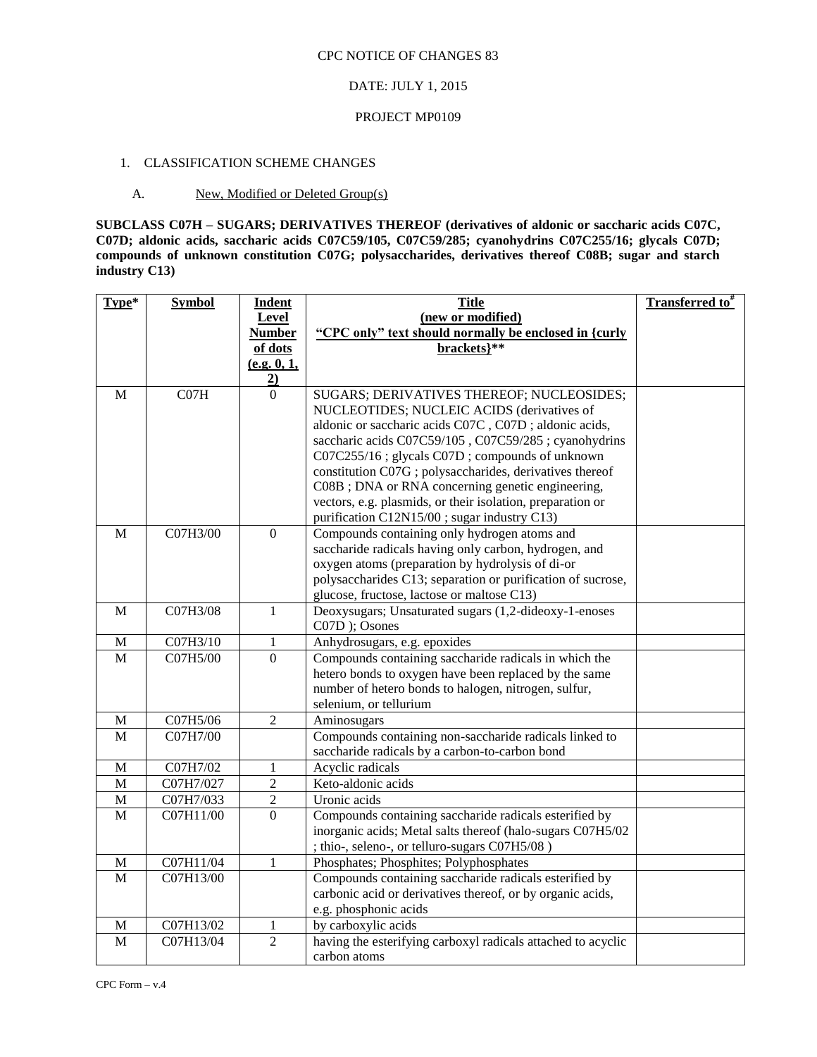CPC NOTICE OF CHANGES 83

DATE: JULY 1, 2015

PROJECT MP0109

1. CLASSIFICATION SCHEME CHANGES

   A. New, Modified or Deleted Group(s)

**SUBCLASS C07H – SUGARS; DERIVATIVES THEREOF (derivatives of aldonic or saccharic acids C07C, C07D; aldonic acids, saccharic acids C07C59/105, C07C59/285; cyanohydrins C07C255/16; glycals C07D; compounds of unknown constitution C07G; polysaccharides, derivatives thereof C08B; sugar and starch industry C13)**

| Type* | Symbol | Indent Level Number of dots (e.g. 0, 1, 2) | Title (new or modified) "CPC only" text should normally be enclosed in {curly brackets}** | Transferred to# |
|---|---|---|---|---|
| M | C07H | 0 | SUGARS; DERIVATIVES THEREOF; NUCLEOSIDES; NUCLEOTIDES; NUCLEIC ACIDS (derivatives of aldonic or saccharic acids C07C , C07D ; aldonic acids, saccharic acids C07C59/105 , C07C59/285 ; cyanohydrins C07C255/16 ; glycals C07D ; compounds of unknown constitution C07G ; polysaccharides, derivatives thereof C08B ; DNA or RNA concerning genetic engineering, vectors, e.g. plasmids, or their isolation, preparation or purification C12N15/00 ; sugar industry C13) | |
| M | C07H3/00 | 0 | Compounds containing only hydrogen atoms and saccharide radicals having only carbon, hydrogen, and oxygen atoms (preparation by hydrolysis of di-or polysaccharides C13; separation or purification of sucrose, glucose, fructose, lactose or maltose C13) | |
| M | C07H3/08 | 1 | Deoxysugars; Unsaturated sugars (1,2-dideoxy-1-enoses C07D ); Osones | |
| M | C07H3/10 | 1 | Anhydrosugars, e.g. epoxides | |
| M | C07H5/00 | 0 | Compounds containing saccharide radicals in which the hetero bonds to oxygen have been replaced by the same number of hetero bonds to halogen, nitrogen, sulfur, selenium, or tellurium | |
| M | C07H5/06 | 2 | Aminosugars | |
| M | C07H7/00 | | Compounds containing non-saccharide radicals linked to saccharide radicals by a carbon-to-carbon bond | |
| M | C07H7/02 | 1 | Acyclic radicals | |
| M | C07H7/027 | 2 | Keto-aldonic acids | |
| M | C07H7/033 | 2 | Uronic acids | |
| M | C07H11/00 | 0 | Compounds containing saccharide radicals esterified by inorganic acids; Metal salts thereof (halo-sugars C07H5/02 ; thio-, seleno-, or telluro-sugars C07H5/08 ) | |
| M | C07H11/04 | 1 | Phosphates; Phosphites; Polyphosphates | |
| M | C07H13/00 | | Compounds containing saccharide radicals esterified by carbonic acid or derivatives thereof, or by organic acids, e.g. phosphonic acids | |
| M | C07H13/02 | 1 | by carboxylic acids | |
| M | C07H13/04 | 2 | having the esterifying carboxyl radicals attached to acyclic carbon atoms | |

CPC Form – v.4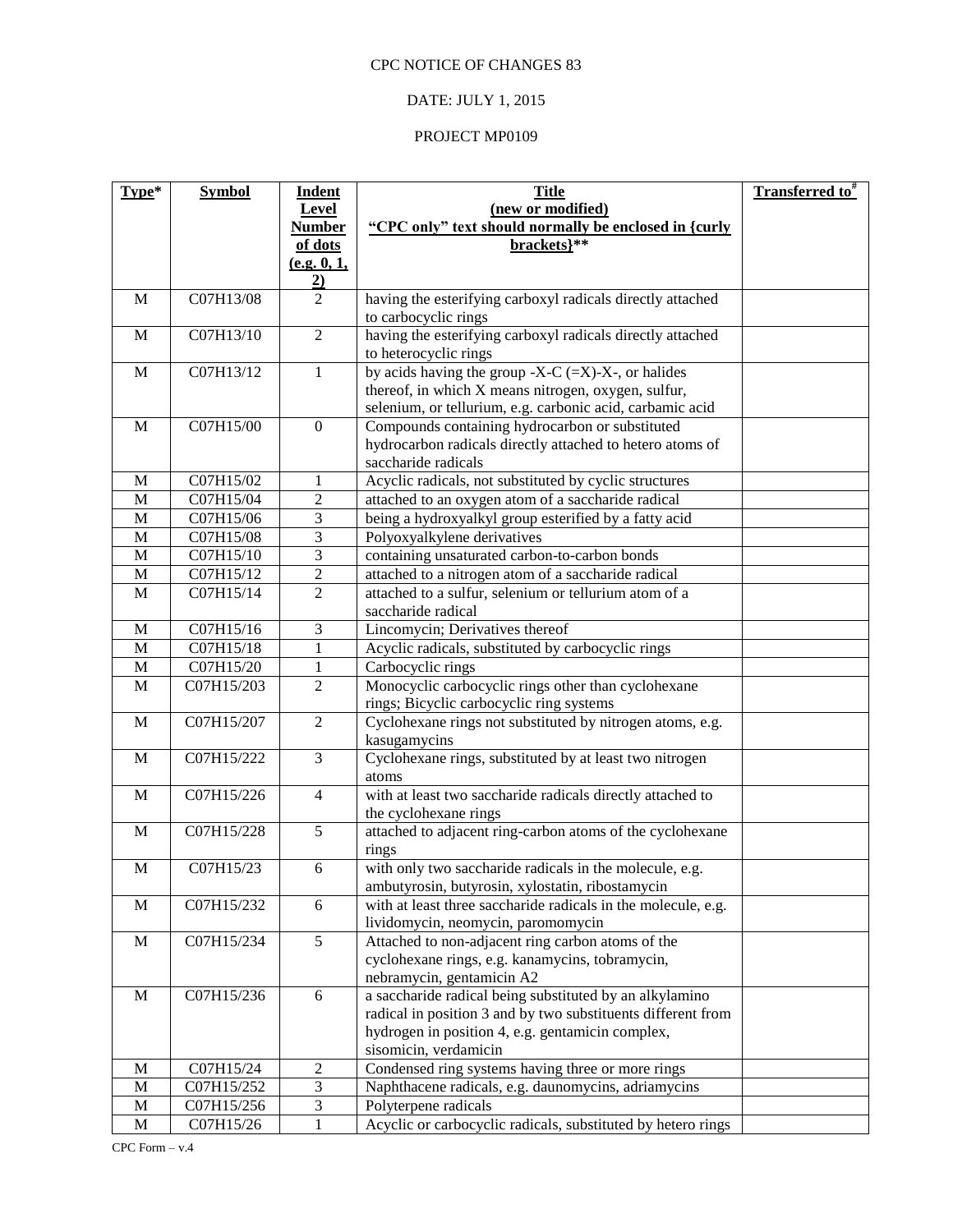CPC NOTICE OF CHANGES 83

DATE: JULY 1, 2015

PROJECT MP0109

| Type* | Symbol | Indent Level Number of dots (e.g. 0, 1, 2) | Title (new or modified) "CPC only" text should normally be enclosed in {curly brackets}** | Transferred to# |
|---|---|---|---|---|
| M | C07H13/08 | 2 | having the esterifying carboxyl radicals directly attached to carbocyclic rings | |
| M | C07H13/10 | 2 | having the esterifying carboxyl radicals directly attached to heterocyclic rings | |
| M | C07H13/12 | 1 | by acids having the group -X-C (=X)-X-, or halides thereof, in which X means nitrogen, oxygen, sulfur, selenium, or tellurium, e.g. carbonic acid, carbamic acid | |
| M | C07H15/00 | 0 | Compounds containing hydrocarbon or substituted hydrocarbon radicals directly attached to hetero atoms of saccharide radicals | |
| M | C07H15/02 | 1 | Acyclic radicals, not substituted by cyclic structures | |
| M | C07H15/04 | 2 | attached to an oxygen atom of a saccharide radical | |
| M | C07H15/06 | 3 | being a hydroxyalkyl group esterified by a fatty acid | |
| M | C07H15/08 | 3 | Polyoxyalkylene derivatives | |
| M | C07H15/10 | 3 | containing unsaturated carbon-to-carbon bonds | |
| M | C07H15/12 | 2 | attached to a nitrogen atom of a saccharide radical | |
| M | C07H15/14 | 2 | attached to a sulfur, selenium or tellurium atom of a saccharide radical | |
| M | C07H15/16 | 3 | Lincomycin; Derivatives thereof | |
| M | C07H15/18 | 1 | Acyclic radicals, substituted by carbocyclic rings | |
| M | C07H15/20 | 1 | Carbocyclic rings | |
| M | C07H15/203 | 2 | Monocyclic carbocyclic rings other than cyclohexane rings; Bicyclic carbocyclic ring systems | |
| M | C07H15/207 | 2 | Cyclohexane rings not substituted by nitrogen atoms, e.g. kasugamycins | |
| M | C07H15/222 | 3 | Cyclohexane rings, substituted by at least two nitrogen atoms | |
| M | C07H15/226 | 4 | with at least two saccharide radicals directly attached to the cyclohexane rings | |
| M | C07H15/228 | 5 | attached to adjacent ring-carbon atoms of the cyclohexane rings | |
| M | C07H15/23 | 6 | with only two saccharide radicals in the molecule, e.g. ambutyrosin, butyrosin, xylostatin, ribostamycin | |
| M | C07H15/232 | 6 | with at least three saccharide radicals in the molecule, e.g. lividomycin, neomycin, paromomycin | |
| M | C07H15/234 | 5 | Attached to non-adjacent ring carbon atoms of the cyclohexane rings, e.g. kanamycins, tobramycin, nebramycin, gentamicin A2 | |
| M | C07H15/236 | 6 | a saccharide radical being substituted by an alkylamino radical in position 3 and by two substituents different from hydrogen in position 4, e.g. gentamicin complex, sisomicin, verdamicin | |
| M | C07H15/24 | 2 | Condensed ring systems having three or more rings | |
| M | C07H15/252 | 3 | Naphthacene radicals, e.g. daunomycins, adriamycins | |
| M | C07H15/256 | 3 | Polyterpene radicals | |
| M | C07H15/26 | 1 | Acyclic or carbocyclic radicals, substituted by hetero rings | |

CPC Form – v.4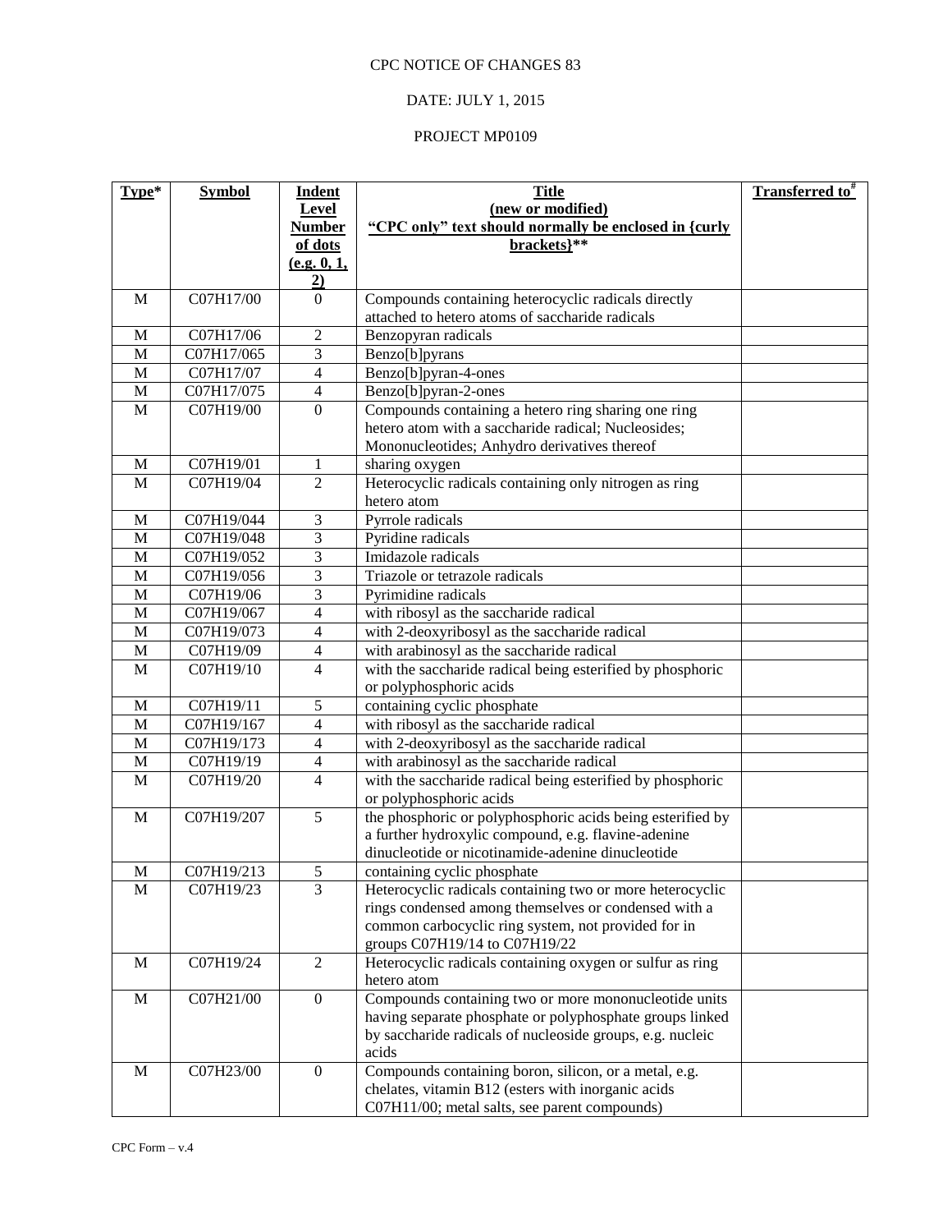CPC NOTICE OF CHANGES 83

DATE: JULY 1, 2015

PROJECT MP0109

| Type* | Symbol | Indent Level Number of dots (e.g. 0, 1, 2) | Title (new or modified) "CPC only" text should normally be enclosed in {curly brackets}** | Transferred to# |
|---|---|---|---|---|
| M | C07H17/00 | 0 | Compounds containing heterocyclic radicals directly attached to hetero atoms of saccharide radicals | |
| M | C07H17/06 | 2 | Benzopyran radicals | |
| M | C07H17/065 | 3 | Benzo[b]pyrans | |
| M | C07H17/07 | 4 | Benzo[b]pyran-4-ones | |
| M | C07H17/075 | 4 | Benzo[b]pyran-2-ones | |
| M | C07H19/00 | 0 | Compounds containing a hetero ring sharing one ring hetero atom with a saccharide radical; Nucleosides; Mononucleotides; Anhydro derivatives thereof | |
| M | C07H19/01 | 1 | sharing oxygen | |
| M | C07H19/04 | 2 | Heterocyclic radicals containing only nitrogen as ring hetero atom | |
| M | C07H19/044 | 3 | Pyrrole radicals | |
| M | C07H19/048 | 3 | Pyridine radicals | |
| M | C07H19/052 | 3 | Imidazole radicals | |
| M | C07H19/056 | 3 | Triazole or tetrazole radicals | |
| M | C07H19/06 | 3 | Pyrimidine radicals | |
| M | C07H19/067 | 4 | with ribosyl as the saccharide radical | |
| M | C07H19/073 | 4 | with 2-deoxyribosyl as the saccharide radical | |
| M | C07H19/09 | 4 | with arabinosyl as the saccharide radical | |
| M | C07H19/10 | 4 | with the saccharide radical being esterified by phosphoric or polyphosphoric acids | |
| M | C07H19/11 | 5 | containing cyclic phosphate | |
| M | C07H19/167 | 4 | with ribosyl as the saccharide radical | |
| M | C07H19/173 | 4 | with 2-deoxyribosyl as the saccharide radical | |
| M | C07H19/19 | 4 | with arabinosyl as the saccharide radical | |
| M | C07H19/20 | 4 | with the saccharide radical being esterified by phosphoric or polyphosphoric acids | |
| M | C07H19/207 | 5 | the phosphoric or polyphosphoric acids being esterified by a further hydroxylic compound, e.g. flavine-adenine dinucleotide or nicotinamide-adenine dinucleotide | |
| M | C07H19/213 | 5 | containing cyclic phosphate | |
| M | C07H19/23 | 3 | Heterocyclic radicals containing two or more heterocyclic rings condensed among themselves or condensed with a common carbocyclic ring system, not provided for in groups C07H19/14 to C07H19/22 | |
| M | C07H19/24 | 2 | Heterocyclic radicals containing oxygen or sulfur as ring hetero atom | |
| M | C07H21/00 | 0 | Compounds containing two or more mononucleotide units having separate phosphate or polyphosphate groups linked by saccharide radicals of nucleoside groups, e.g. nucleic acids | |
| M | C07H23/00 | 0 | Compounds containing boron, silicon, or a metal, e.g. chelates, vitamin B12 (esters with inorganic acids C07H11/00; metal salts, see parent compounds) | |

CPC Form – v.4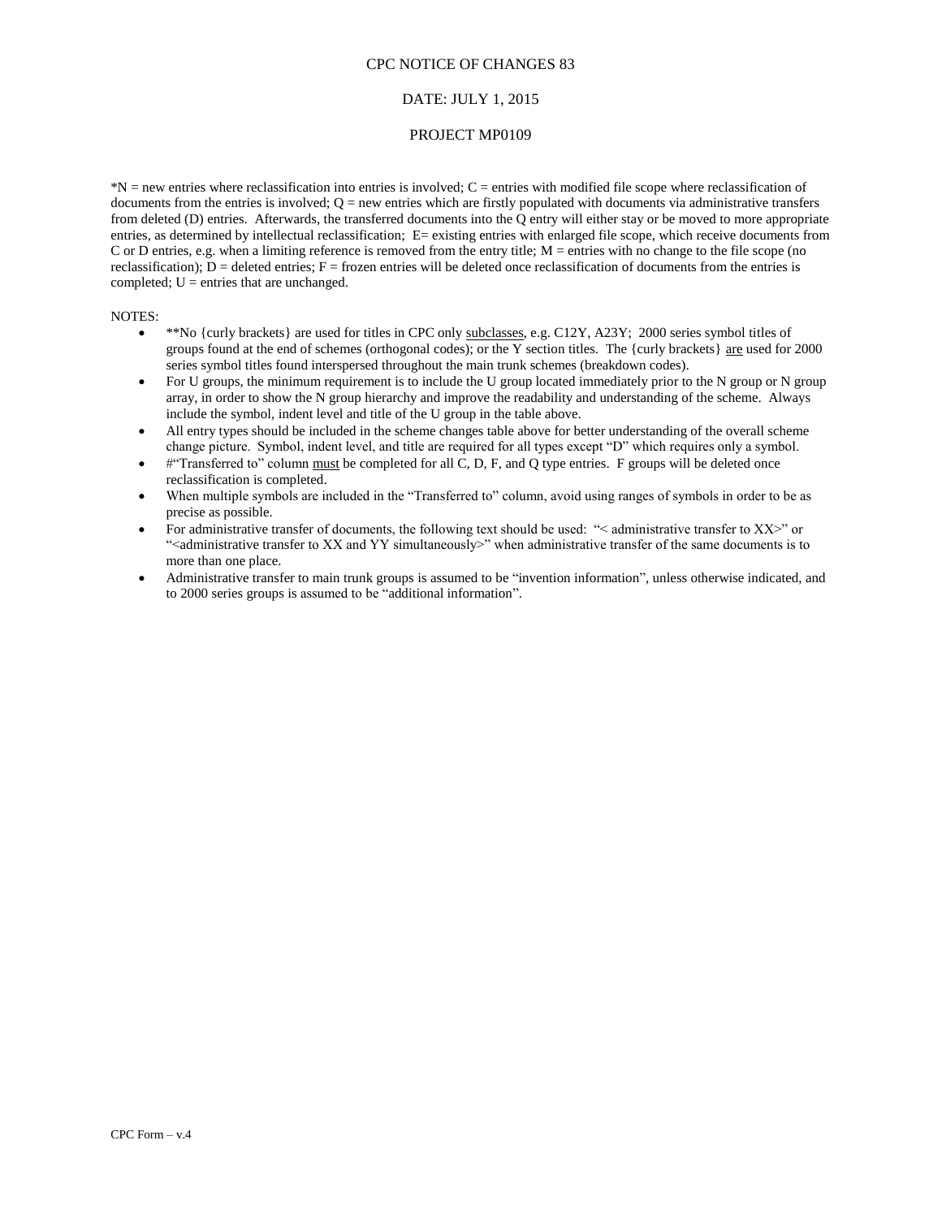CPC NOTICE OF CHANGES 83

DATE: JULY 1, 2015

PROJECT MP0109

*N = new entries where reclassification into entries is involved; C = entries with modified file scope where reclassification of documents from the entries is involved; Q = new entries which are firstly populated with documents via administrative transfers from deleted (D) entries. Afterwards, the transferred documents into the Q entry will either stay or be moved to more appropriate entries, as determined by intellectual reclassification; E= existing entries with enlarged file scope, which receive documents from C or D entries, e.g. when a limiting reference is removed from the entry title; M = entries with no change to the file scope (no reclassification); D = deleted entries; F = frozen entries will be deleted once reclassification of documents from the entries is completed; U = entries that are unchanged.

NOTES:

- **No {curly brackets} are used for titles in CPC only <u>subclasses</u>, e.g. C12Y, A23Y; 2000 series symbol titles of groups found at the end of schemes (orthogonal codes); or the Y section titles. The {curly brackets} <u>are</u> used for 2000 series symbol titles found interspersed throughout the main trunk schemes (breakdown codes).
- For U groups, the minimum requirement is to include the U group located immediately prior to the N group or N group array, in order to show the N group hierarchy and improve the readability and understanding of the scheme. Always include the symbol, indent level and title of the U group in the table above.
- All entry types should be included in the scheme changes table above for better understanding of the overall scheme change picture. Symbol, indent level, and title are required for all types except "D" which requires only a symbol.
- #"Transferred to" column <u>must</u> be completed for all C, D, F, and Q type entries. F groups will be deleted once reclassification is completed.
- When multiple symbols are included in the "Transferred to" column, avoid using ranges of symbols in order to be as precise as possible.
- For administrative transfer of documents, the following text should be used: "< administrative transfer to XX>" or "<administrative transfer to XX and YY simultaneously>" when administrative transfer of the same documents is to more than one place.
- Administrative transfer to main trunk groups is assumed to be "invention information", unless otherwise indicated, and to 2000 series groups is assumed to be "additional information".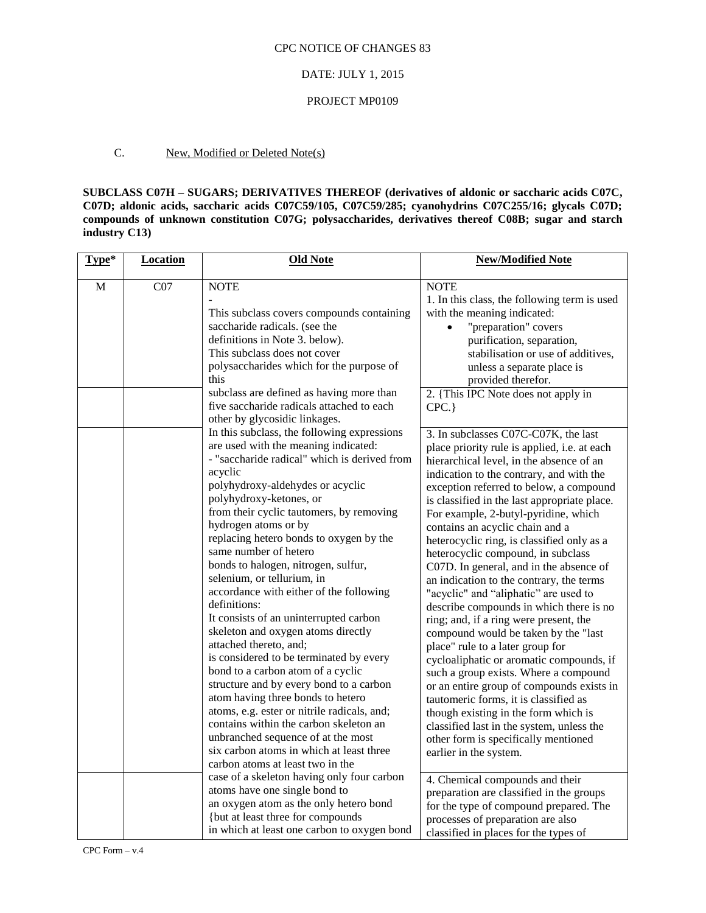CPC NOTICE OF CHANGES 83

DATE: JULY 1, 2015

PROJECT MP0109

C. New, Modified or Deleted Note(s)

**SUBCLASS C07H – SUGARS; DERIVATIVES THEREOF (derivatives of aldonic or saccharic acids C07C, C07D; aldonic acids, saccharic acids C07C59/105, C07C59/285; cyanohydrins C07C255/16; glycals C07D; compounds of unknown constitution C07G; polysaccharides, derivatives thereof C08B; sugar and starch industry C13)**

| Type* | Location | Old Note | New/Modified Note |
|---|---|---|---|
| M | C07 | NOTE<br>-<br>This subclass covers compounds containing saccharide radicals. (see the definitions in Note 3. below).<br>This subclass does not cover polysaccharides which for the purpose of this subclass are defined as having more than five saccharide radicals attached to each other by glycosidic linkages.<br>In this subclass, the following expressions are used with the meaning indicated:<br>- "saccharide radical" which is derived from acyclic polyhydroxy-aldehydes or acyclic polyhydroxy-ketones, or from their cyclic tautomers, by removing hydrogen atoms or by replacing hetero bonds to oxygen by the same number of hetero bonds to halogen, nitrogen, sulfur, selenium, or tellurium, in accordance with either of the following definitions:<br>It consists of an uninterrupted carbon skeleton and oxygen atoms directly attached thereto, and;<br>is considered to be terminated by every bond to a carbon atom of a cyclic structure and by every bond to a carbon atom having three bonds to hetero atoms, e.g. ester or nitrile radicals, and;<br>contains within the carbon skeleton an unbranched sequence of at the most six carbon atoms in which at least three carbon atoms at least two in the case of a skeleton having only four carbon atoms have one single bond to an oxygen atom as the only hetero bond {but at least three for compounds in which at least one carbon to oxygen bond | NOTE<br>1. In this class, the following term is used with the meaning indicated:<br>• "preparation" covers purification, separation, stabilisation or use of additives, unless a separate place is provided therefor. |
| | | | 2. {This IPC Note does not apply in CPC.} |
| | | | 3. In subclasses C07C-C07K, the last place priority rule is applied, i.e. at each hierarchical level, in the absence of an indication to the contrary, and with the exception referred to below, a compound is classified in the last appropriate place. For example, 2-butyl-pyridine, which contains an acyclic chain and a heterocyclic ring, is classified only as a heterocyclic compound, in subclass C07D. In general, and in the absence of an indication to the contrary, the terms "acyclic" and "aliphatic" are used to describe compounds in which there is no ring; and, if a ring were present, the compound would be taken by the "last place" rule to a later group for cycloaliphatic or aromatic compounds, if such a group exists. Where a compound or an entire group of compounds exists in tautomeric forms, it is classified as though existing in the form which is classified last in the system, unless the other form is specifically mentioned earlier in the system. |
| | | | 4. Chemical compounds and their preparation are classified in the groups for the type of compound prepared. The processes of preparation are also classified in places for the types of |

CPC Form – v.4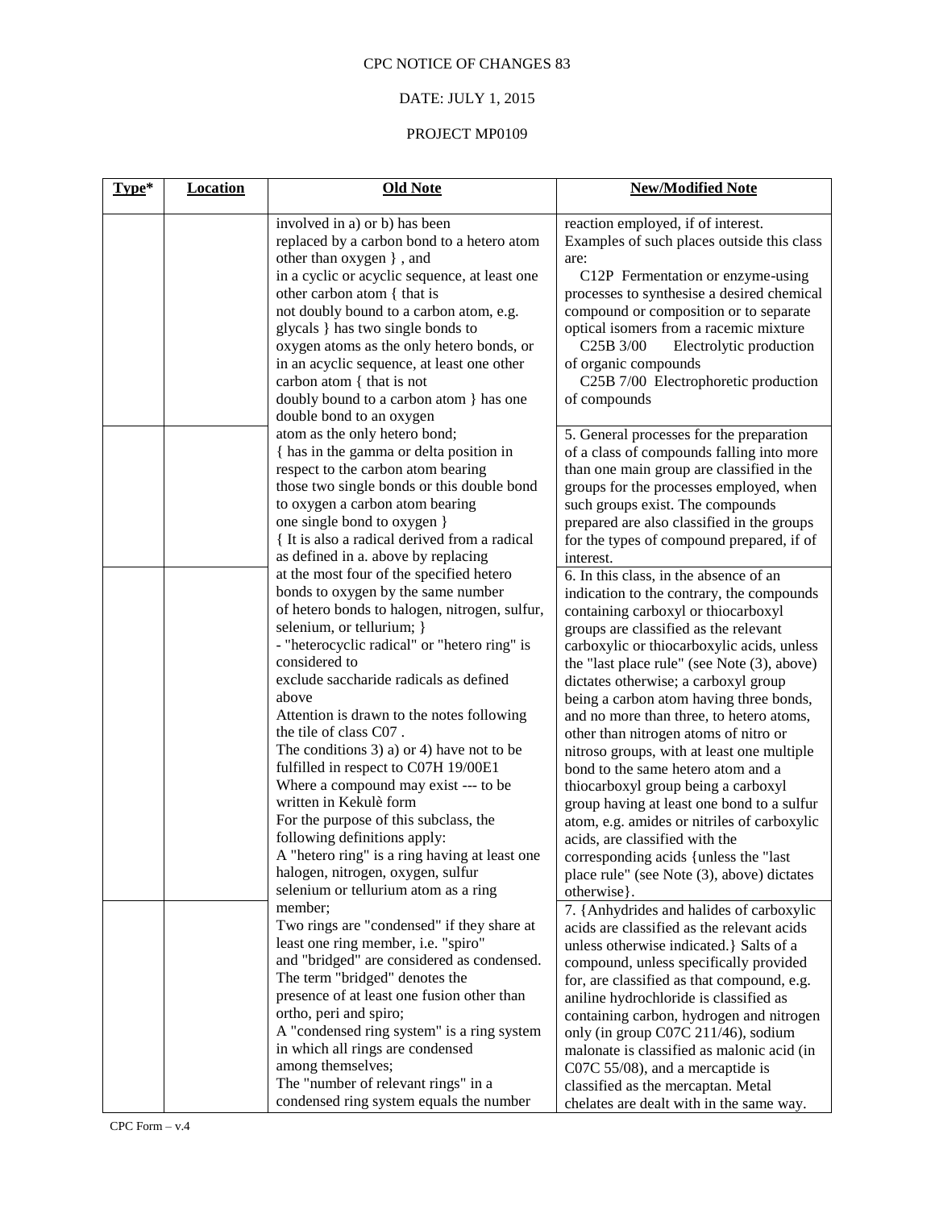CPC NOTICE OF CHANGES 83

DATE: JULY 1, 2015

PROJECT MP0109

| Type* | Location | Old Note | New/Modified Note |
|---|---|---|---|
| | | involved in a) or b) has been replaced by a carbon bond to a hetero atom other than oxygen } , and in a cyclic or acyclic sequence, at least one other carbon atom { that is not doubly bound to a carbon atom, e.g. glycals } has two single bonds to oxygen atoms as the only hetero bonds, or in an acyclic sequence, at least one other carbon atom { that is not doubly bound to a carbon atom } has one double bond to an oxygen atom as the only hetero bond; { has in the gamma or delta position in respect to the carbon atom bearing those two single bonds or this double bond to oxygen a carbon atom bearing one single bond to oxygen } { It is also a radical derived from a radical as defined in a. above by replacing at the most four of the specified hetero bonds to oxygen by the same number of hetero bonds to halogen, nitrogen, sulfur, selenium, or tellurium; } - "heterocyclic radical" or "hetero ring" is considered to exclude saccharide radicals as defined above Attention is drawn to the notes following the tile of class C07 . The conditions 3) a) or 4) have not to be fulfilled in respect to C07H 19/00E1 Where a compound may exist --- to be written in Kekulè form For the purpose of this subclass, the following definitions apply: A "hetero ring" is a ring having at least one halogen, nitrogen, oxygen, sulfur selenium or tellurium atom as a ring member; Two rings are "condensed" if they share at least one ring member, i.e. "spiro" and "bridged" are considered as condensed. The term "bridged" denotes the presence of at least one fusion other than ortho, peri and spiro; A "condensed ring system" is a ring system in which all rings are condensed among themselves; The "number of relevant rings" in a condensed ring system equals the number | reaction employed, if of interest. Examples of such places outside this class are: C12P Fermentation or enzyme-using processes to synthesise a desired chemical compound or composition or to separate optical isomers from a racemic mixture C25B 3/00 Electrolytic production of organic compounds C25B 7/00 Electrophoretic production of compounds |
| | | | 5. General processes for the preparation of a class of compounds falling into more than one main group are classified in the groups for the processes employed, when such groups exist. The compounds prepared are also classified in the groups for the types of compound prepared, if of interest. |
| | | | 6. In this class, in the absence of an indication to the contrary, the compounds containing carboxyl or thiocarboxyl groups are classified as the relevant carboxylic or thiocarboxylic acids, unless the "last place rule" (see Note (3), above) dictates otherwise; a carboxyl group being a carbon atom having three bonds, and no more than three, to hetero atoms, other than nitrogen atoms of nitro or nitroso groups, with at least one multiple bond to the same hetero atom and a thiocarboxyl group being a carboxyl group having at least one bond to a sulfur atom, e.g. amides or nitriles of carboxylic acids, are classified with the corresponding acids {unless the "last place rule" (see Note (3), above) dictates otherwise}. |
| | | | 7. {Anhydrides and halides of carboxylic acids are classified as the relevant acids unless otherwise indicated.} Salts of a compound, unless specifically provided for, are classified as that compound, e.g. aniline hydrochloride is classified as containing carbon, hydrogen and nitrogen only (in group C07C 211/46), sodium malonate is classified as malonic acid (in C07C 55/08), and a mercaptide is classified as the mercaptan. Metal chelates are dealt with in the same way. |

CPC Form – v.4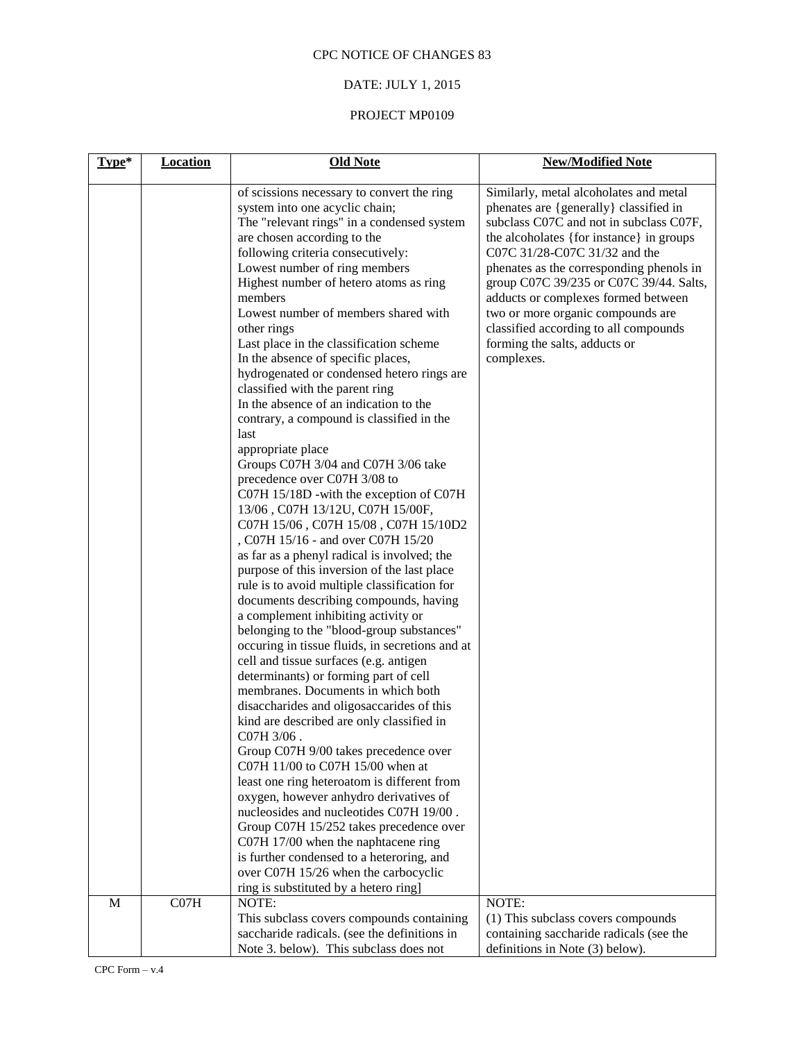CPC NOTICE OF CHANGES 83

DATE: JULY 1, 2015

PROJECT MP0109

| Type* | Location | Old Note | New/Modified Note |
|---|---|---|---|
| | | of scissions necessary to convert the ring system into one acyclic chain;<br>The "relevant rings" in a condensed system are chosen according to the following criteria consecutively:<br>Lowest number of ring members<br>Highest number of hetero atoms as ring members<br>Lowest number of members shared with other rings<br>Last place in the classification scheme<br>In the absence of specific places, hydrogenated or condensed hetero rings are classified with the parent ring<br>In the absence of an indication to the contrary, a compound is classified in the last<br>appropriate place<br>Groups C07H 3/04 and C07H 3/06 take precedence over C07H 3/08 to C07H 15/18D -with the exception of C07H 13/06 , C07H 13/12U, C07H 15/00F, C07H 15/06 , C07H 15/08 , C07H 15/10D2 , C07H 15/16 - and over C07H 15/20 as far as a phenyl radical is involved; the purpose of this inversion of the last place rule is to avoid multiple classification for documents describing compounds, having a complement inhibiting activity or belonging to the "blood-group substances" occuring in tissue fluids, in secretions and at cell and tissue surfaces (e.g. antigen determinants) or forming part of cell membranes. Documents in which both disaccharides and oligosaccarides of this kind are described are only classified in C07H 3/06 .<br>Group C07H 9/00 takes precedence over C07H 11/00 to C07H 15/00 when at least one ring heteroatom is different from oxygen, however anhydro derivatives of nucleosides and nucleotides C07H 19/00 .<br>Group C07H 15/252 takes precedence over C07H 17/00 when the naphtacene ring is further condensed to a heteroring, and over C07H 15/26 when the carbocyclic ring is substituted by a hetero ring] | Similarly, metal alcoholates and metal phenates are {generally} classified in subclass C07C and not in subclass C07F, the alcoholates {for instance} in groups C07C 31/28-C07C 31/32 and the phenates as the corresponding phenols in group C07C 39/235 or C07C 39/44. Salts, adducts or complexes formed between two or more organic compounds are classified according to all compounds forming the salts, adducts or complexes. |
| M | C07H | NOTE:<br>This subclass covers compounds containing saccharide radicals. (see the definitions in Note 3. below). This subclass does not | NOTE:<br>(1) This subclass covers compounds containing saccharide radicals (see the definitions in Note (3) below). |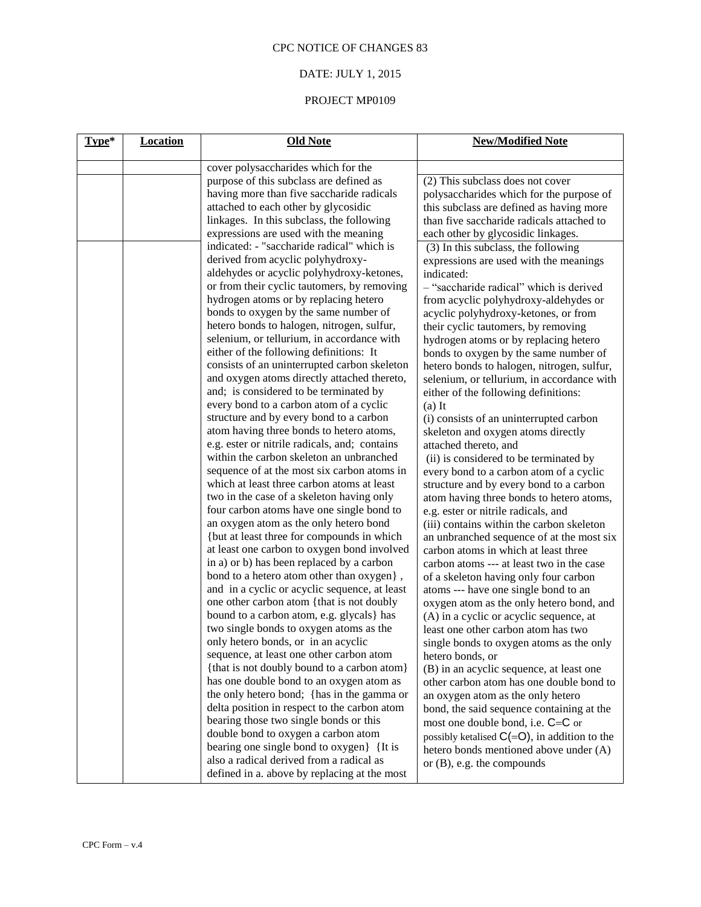CPC NOTICE OF CHANGES 83

DATE: JULY 1, 2015

PROJECT MP0109

| Type* | Location | Old Note | New/Modified Note |
|---|---|---|---|
| | | cover polysaccharides which for the purpose of this subclass are defined as having more than five saccharide radicals attached to each other by glycosidic linkages. In this subclass, the following expressions are used with the meaning indicated: - "saccharide radical" which is derived from acyclic polyhydroxy-aldehydes or acyclic polyhydroxy-ketones, or from their cyclic tautomers, by removing hydrogen atoms or by replacing hetero bonds to oxygen by the same number of hetero bonds to halogen, nitrogen, sulfur, selenium, or tellurium, in accordance with either of the following definitions: It consists of an uninterrupted carbon skeleton and oxygen atoms directly attached thereto, and; is considered to be terminated by every bond to a carbon atom of a cyclic structure and by every bond to a carbon atom having three bonds to hetero atoms, e.g. ester or nitrile radicals, and; contains within the carbon skeleton an unbranched sequence of at the most six carbon atoms in which at least three carbon atoms at least two in the case of a skeleton having only four carbon atoms have one single bond to an oxygen atom as the only hetero bond {but at least three for compounds in which at least one carbon to oxygen bond involved in a) or b) has been replaced by a carbon bond to a hetero atom other than oxygen} , and in a cyclic or acyclic sequence, at least one other carbon atom {that is not doubly bound to a carbon atom, e.g. glycals} has two single bonds to oxygen atoms as the only hetero bonds, or in an acyclic sequence, at least one other carbon atom {that is not doubly bound to a carbon atom} has one double bond to an oxygen atom as the only hetero bond; {has in the gamma or delta position in respect to the carbon atom bearing those two single bonds or this double bond to oxygen a carbon atom bearing one single bond to oxygen} {It is also a radical derived from a radical as defined in a. above by replacing at the most | (2) This subclass does not cover polysaccharides which for the purpose of this subclass are defined as having more than five saccharide radicals attached to each other by glycosidic linkages.<br><br>(3) In this subclass, the following expressions are used with the meanings indicated:<br>– "saccharide radical" which is derived from acyclic polyhydroxy-aldehydes or acyclic polyhydroxy-ketones, or from their cyclic tautomers, by removing hydrogen atoms or by replacing hetero bonds to oxygen by the same number of hetero bonds to halogen, nitrogen, sulfur, selenium, or tellurium, in accordance with either of the following definitions:<br>(a) It<br>(i) consists of an uninterrupted carbon skeleton and oxygen atoms directly attached thereto, and<br>(ii) is considered to be terminated by every bond to a carbon atom of a cyclic structure and by every bond to a carbon atom having three bonds to hetero atoms, e.g. ester or nitrile radicals, and<br>(iii) contains within the carbon skeleton an unbranched sequence of at the most six carbon atoms in which at least three carbon atoms --- at least two in the case of a skeleton having only four carbon atoms --- have one single bond to an oxygen atom as the only hetero bond, and<br>(A) in a cyclic or acyclic sequence, at least one other carbon atom has two single bonds to oxygen atoms as the only hetero bonds, or<br>(B) in an acyclic sequence, at least one other carbon atom has one double bond to an oxygen atom as the only hetero bond, the said sequence containing at the most one double bond, i.e. C=C or possibly ketalised C(=O), in addition to the hetero bonds mentioned above under (A) or (B), e.g. the compounds |

CPC Form – v.4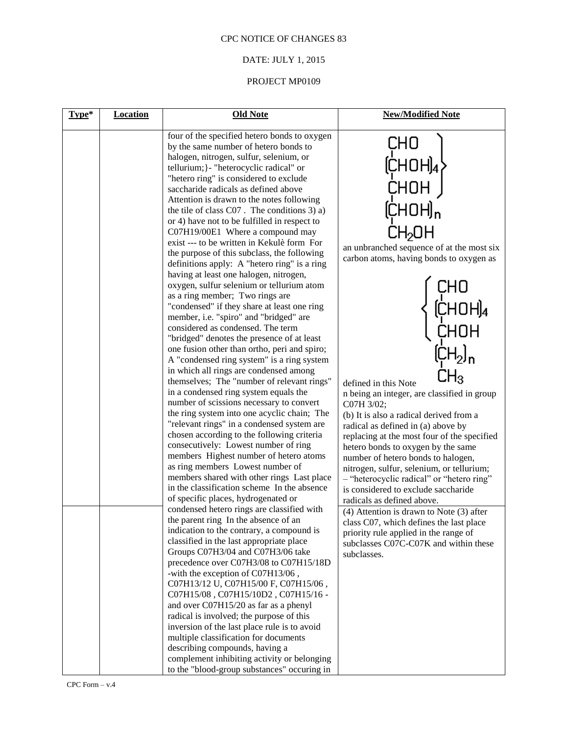CPC NOTICE OF CHANGES 83

DATE: JULY 1, 2015

PROJECT MP0109

| Type* | Location | Old Note | New/Modified Note |
|---|---|---|---|
| | | four of the specified hetero bonds to oxygen by the same number of hetero bonds to halogen, nitrogen, sulfur, selenium, or tellurium;}- "heterocyclic radical" or "hetero ring" is considered to exclude saccharide radicals as defined above Attention is drawn to the notes following the tile of class C07 . The conditions 3) a) or 4) have not to be fulfilled in respect to C07H19/00E1 Where a compound may exist --- to be written in Kekulè form For the purpose of this subclass, the following definitions apply: A "hetero ring" is a ring having at least one halogen, nitrogen, oxygen, sulfur selenium or tellurium atom as a ring member; Two rings are "condensed" if they share at least one ring member, i.e. "spiro" and "bridged" are considered as condensed. The term "bridged" denotes the presence of at least one fusion other than ortho, peri and spiro; A "condensed ring system" is a ring system in which all rings are condensed among themselves; The "number of relevant rings" in a condensed ring system equals the number of scissions necessary to convert the ring system into one acyclic chain; The "relevant rings" in a condensed system are chosen according to the following criteria consecutively: Lowest number of ring members Highest number of hetero atoms as ring members Lowest number of members shared with other rings Last place in the classification scheme In the absence of specific places, hydrogenated or | $CHO-[CHOH]_4-CHOH-[CHOH]_n-CH_2OH$ an unbranched sequence of at the most six carbon atoms, having bonds to oxygen as $CHO-[CHOH]_4-CHOH-[CH_2]_n-CH_3$ defined in this Note n being an integer, are classified in group C07H 3/02; (b) It is also a radical derived from a radical as defined in (a) above by replacing at the most four of the specified hetero bonds to oxygen by the same number of hetero bonds to halogen, nitrogen, sulfur, selenium, or tellurium; – "heterocyclic radical" or "hetero ring" is considered to exclude saccharide radicals as defined above. |
| | | condensed hetero rings are classified with the parent ring In the absence of an indication to the contrary, a compound is classified in the last appropriate place Groups C07H3/04 and C07H3/06 take precedence over C07H3/08 to C07H15/18D -with the exception of C07H13/06 , C07H13/12 U, C07H15/00 F, C07H15/06 , C07H15/08 , C07H15/10D2 , C07H15/16 - and over C07H15/20 as far as a phenyl radical is involved; the purpose of this inversion of the last place rule is to avoid multiple classification for documents describing compounds, having a complement inhibiting activity or belonging to the "blood-group substances" occuring in | (4) Attention is drawn to Note (3) after class C07, which defines the last place priority rule applied in the range of subclasses C07C-C07K and within these subclasses. |

CPC Form – v.4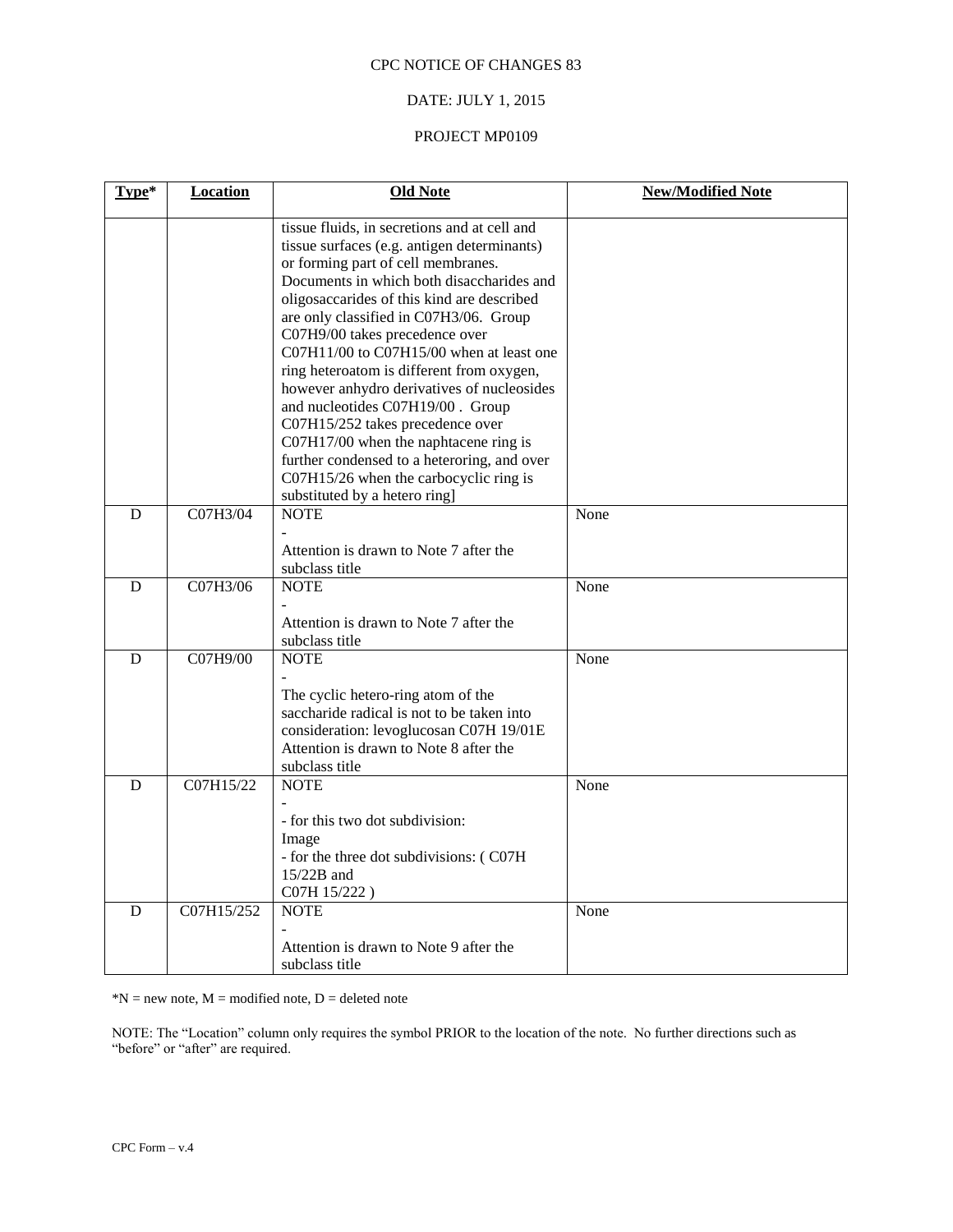CPC NOTICE OF CHANGES 83

DATE: JULY 1, 2015

PROJECT MP0109

| Type* | Location | Old Note | New/Modified Note |
|---|---|---|---|
| | | tissue fluids, in secretions and at cell and tissue surfaces (e.g. antigen determinants) or forming part of cell membranes. Documents in which both disaccharides and oligosaccarides of this kind are described are only classified in C07H3/06. Group C07H9/00 takes precedence over C07H11/00 to C07H15/00 when at least one ring heteroatom is different from oxygen, however anhydro derivatives of nucleosides and nucleotides C07H19/00 . Group C07H15/252 takes precedence over C07H17/00 when the naphtacene ring is further condensed to a heteroring, and over C07H15/26 when the carbocyclic ring is substituted by a hetero ring] | |
| D | C07H3/04 | NOTE<br>-<br>Attention is drawn to Note 7 after the subclass title | None |
| D | C07H3/06 | NOTE<br>-<br>Attention is drawn to Note 7 after the subclass title | None |
| D | C07H9/00 | NOTE<br>-<br>The cyclic hetero-ring atom of the saccharide radical is not to be taken into consideration: levoglucosan C07H 19/01E Attention is drawn to Note 8 after the subclass title | None |
| D | C07H15/22 | NOTE<br>-<br>- for this two dot subdivision:<br>Image<br>- for the three dot subdivisions: ( C07H 15/22B and<br>C07H 15/222 ) | None |
| D | C07H15/252 | NOTE<br>-<br>Attention is drawn to Note 9 after the subclass title | None |

*N = new note, M = modified note, D = deleted note

NOTE: The "Location" column only requires the symbol PRIOR to the location of the note. No further directions such as "before" or "after" are required.

CPC Form – v.4